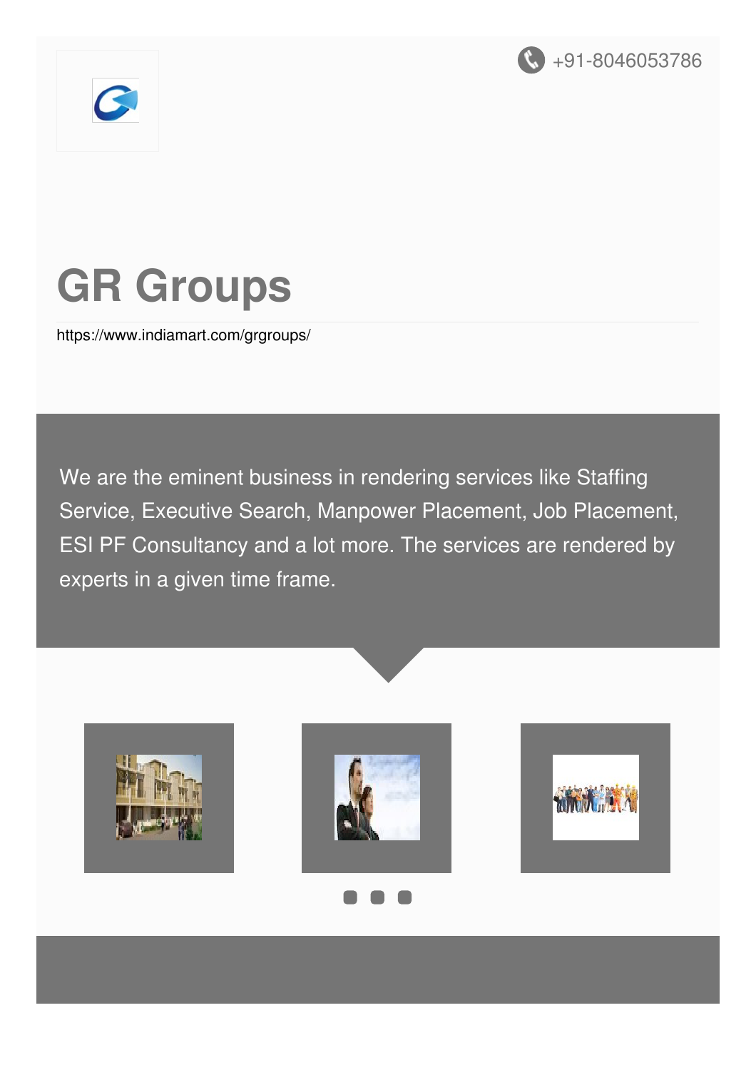+91-8046053786

# GR Groups

https://www.indiamart.com/grgroups/

We are the eminent business in rendering services like Staffing Service, Executive Search, Manpower Placement, Job Placement, ESI PF Consultancy and a lot more. The services are rendered by experts in a given time frame.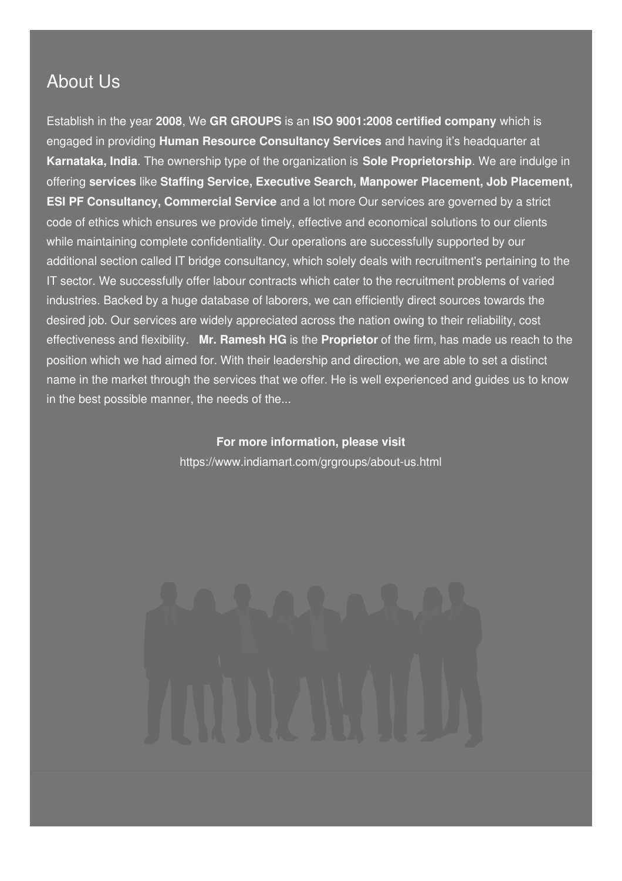## About Us

Establish in the year **2008**, We **GR GROUPS** is an **ISO 9001:2008 certified company** which is engaged in providing **Human Resource Consultancy Services** and having it's headquarter at **Karnataka, India**. The ownership type of the organization is **Sole Proprietorship**. We are indulge in offering **services** like **Staffing Service, Executive Search, Manpower Placement, Job Placement, ESI PF Consultancy, Commercial Service** and a lot more Our services are governed by a strict code of ethics which ensures we provide timely, effective and economical solutions to our clients while maintaining complete confidentiality. Our operations are successfully supported by our additional section called IT bridge consultancy, which solely deals with recruitment's pertaining to the IT sector. We successfully offer labour contracts which cater to the recruitment problems of varied industries. Backed by a huge database of laborers, we can efficiently direct sources towards the desired job. Our services are widely appreciated across the nation owing to their reliability, cost effectiveness and flexibility. **Mr. Ramesh HG** is the **Proprietor** of the firm, has made us reach to the position which we had aimed for. With their leadership and direction, we are able to set a distinct name in the market through the services that we offer. He is well experienced and guides us to know in the best possible manner, the needs of the...

**For more information, please visit**
https://www.indiamart.com/grgroups/about-us.html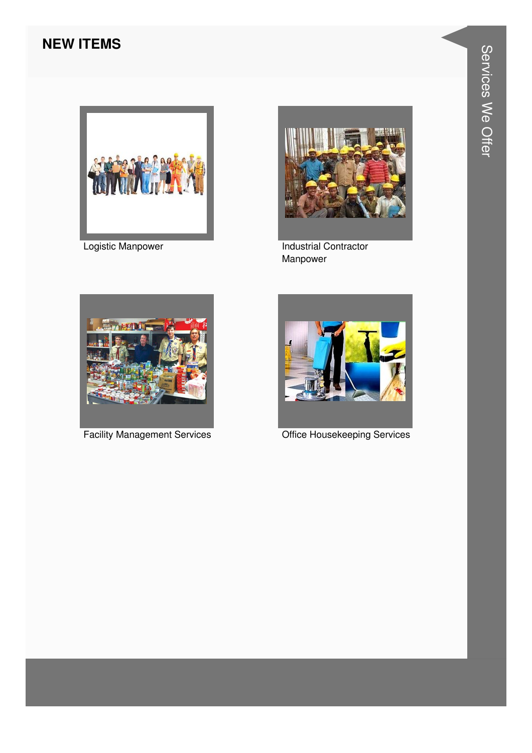## NEW ITEMS

Logistic Manpower

Industrial Contractor Manpower

Facility Management Services

Office Housekeeping Services

Services We Offer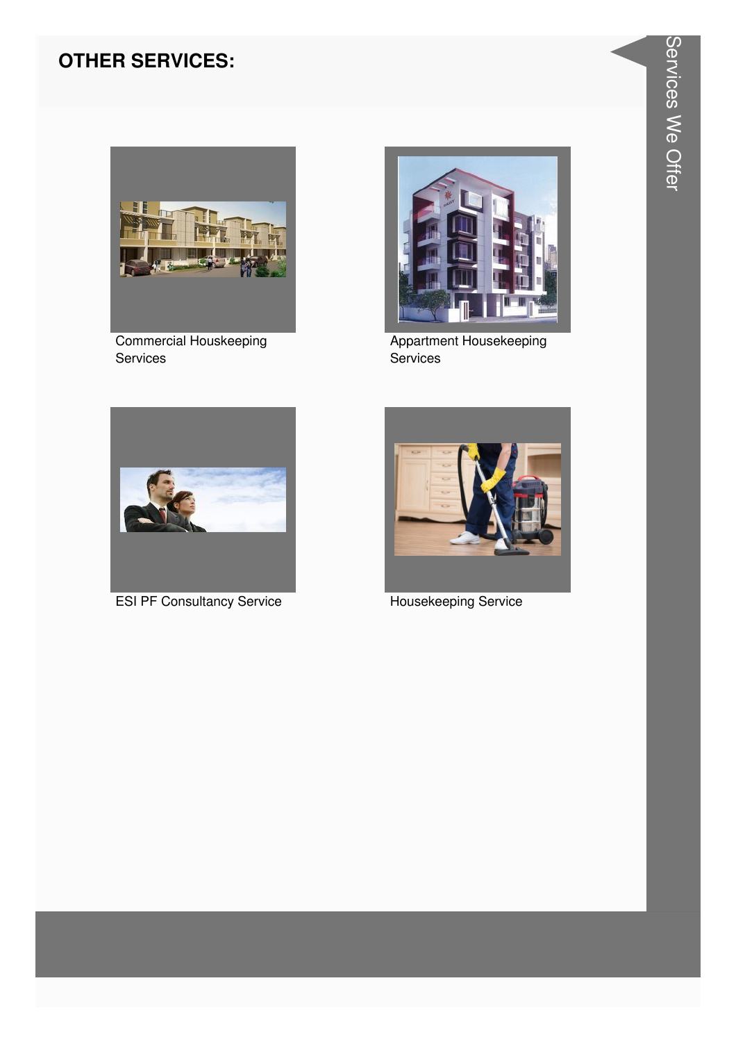## OTHER SERVICES:

Commercial Houskeeping Services

Appartment Housekeeping Services

ESI PF Consultancy Service

Housekeeping Service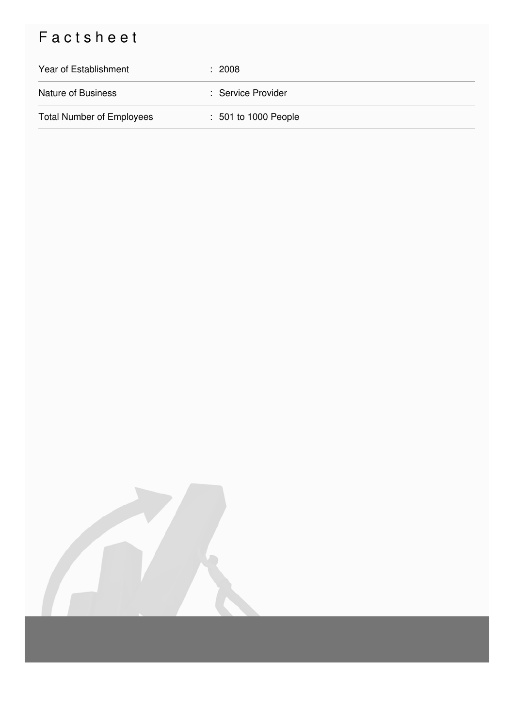# Factsheet

| | |
|---|---|
| Year of Establishment | : 2008 |
| Nature of Business | : Service Provider |
| Total Number of Employees | : 501 to 1000 People |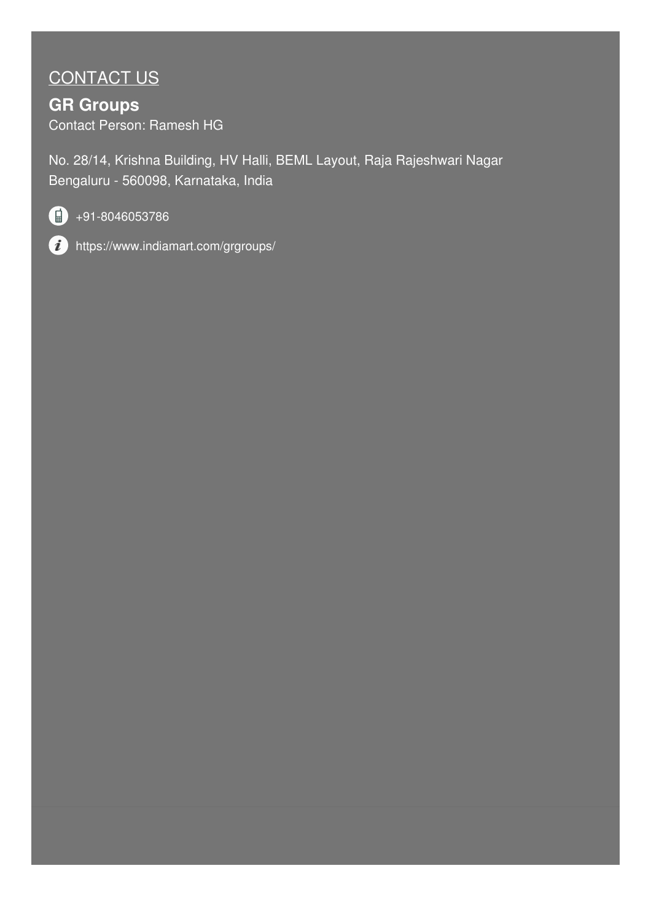## CONTACT US

### GR Groups

Contact Person: Ramesh HG

No. 28/14, Krishna Building, HV Halli, BEML Layout, Raja Rajeshwari Nagar
Bengaluru - 560098, Karnataka, India

+91-8046053786

https://www.indiamart.com/grgroups/